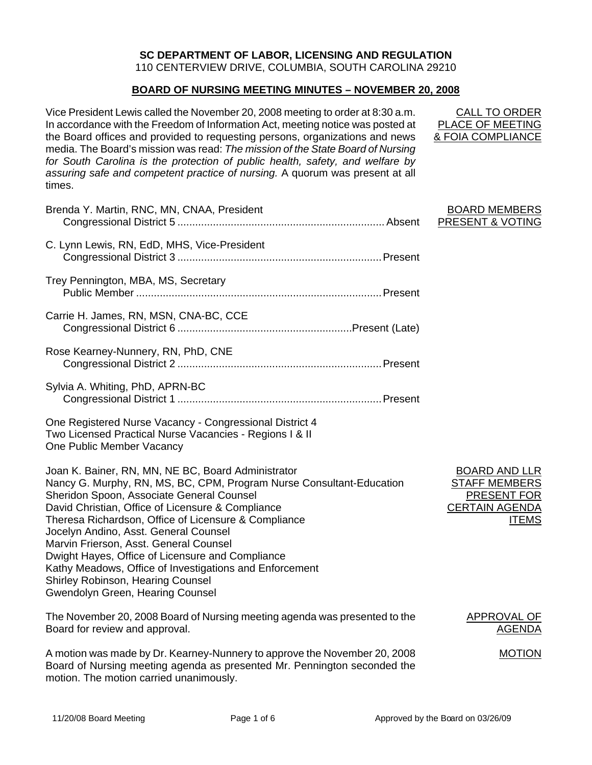**SC DEPARTMENT OF LABOR, LICENSING AND REGULATION**
110 CENTERVIEW DRIVE, COLUMBIA, SOUTH CAROLINA 29210

## BOARD OF NURSING MEETING MINUTES – NOVEMBER 20, 2008

**CALL TO ORDER PLACE OF MEETING & FOIA COMPLIANCE**

Vice President Lewis called the November 20, 2008 meeting to order at 8:30 a.m. In accordance with the Freedom of Information Act, meeting notice was posted at the Board offices and provided to requesting persons, organizations and news media. The Board's mission was read: *The mission of the State Board of Nursing for South Carolina is the protection of public health, safety, and welfare by assuring safe and competent practice of nursing.* A quorum was present at all times.

**BOARD MEMBERS PRESENT & VOTING**

Brenda Y. Martin, RNC, MN, CNAA, President
Congressional District 5 .......... Absent

C. Lynn Lewis, RN, EdD, MHS, Vice-President
Congressional District 3 .......... Present

Trey Pennington, MBA, MS, Secretary
Public Member .......... Present

Carrie H. James, RN, MSN, CNA-BC, CCE
Congressional District 6 .......... Present (Late)

Rose Kearney-Nunnery, RN, PhD, CNE
Congressional District 2 .......... Present

Sylvia A. Whiting, PhD, APRN-BC
Congressional District 1 .......... Present

One Registered Nurse Vacancy - Congressional District 4
Two Licensed Practical Nurse Vacancies - Regions I & II
One Public Member Vacancy

**BOARD AND LLR STAFF MEMBERS PRESENT FOR CERTAIN AGENDA ITEMS**

Joan K. Bainer, RN, MN, NE BC, Board Administrator
Nancy G. Murphy, RN, MS, BC, CPM, Program Nurse Consultant-Education
Sheridon Spoon, Associate General Counsel
David Christian, Office of Licensure & Compliance
Theresa Richardson, Office of Licensure & Compliance
Jocelyn Andino, Asst. General Counsel
Marvin Frierson, Asst. General Counsel
Dwight Hayes, Office of Licensure and Compliance
Kathy Meadows, Office of Investigations and Enforcement
Shirley Robinson, Hearing Counsel
Gwendolyn Green, Hearing Counsel

**APPROVAL OF AGENDA**

The November 20, 2008 Board of Nursing meeting agenda was presented to the Board for review and approval.

**MOTION**

A motion was made by Dr. Kearney-Nunnery to approve the November 20, 2008 Board of Nursing meeting agenda as presented Mr. Pennington seconded the motion. The motion carried unanimously.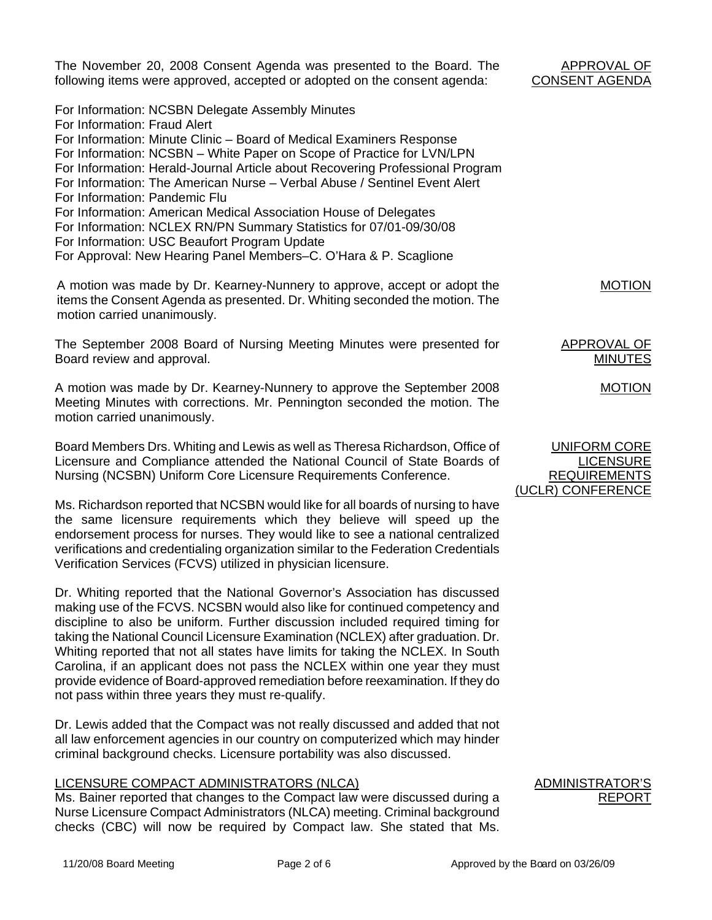**APPROVAL OF CONSENT AGENDA**

The November 20, 2008 Consent Agenda was presented to the Board. The following items were approved, accepted or adopted on the consent agenda:

For Information: NCSBN Delegate Assembly Minutes
For Information: Fraud Alert
For Information: Minute Clinic – Board of Medical Examiners Response
For Information: NCSBN – White Paper on Scope of Practice for LVN/LPN
For Information: Herald-Journal Article about Recovering Professional Program
For Information: The American Nurse – Verbal Abuse / Sentinel Event Alert
For Information: Pandemic Flu
For Information: American Medical Association House of Delegates
For Information: NCLEX RN/PN Summary Statistics for 07/01-09/30/08
For Information: USC Beaufort Program Update
For Approval: New Hearing Panel Members–C. O'Hara & P. Scaglione

**MOTION**

A motion was made by Dr. Kearney-Nunnery to approve, accept or adopt the items the Consent Agenda as presented. Dr. Whiting seconded the motion. The motion carried unanimously.

**APPROVAL OF MINUTES**

The September 2008 Board of Nursing Meeting Minutes were presented for Board review and approval.

**MOTION**

A motion was made by Dr. Kearney-Nunnery to approve the September 2008 Meeting Minutes with corrections. Mr. Pennington seconded the motion. The motion carried unanimously.

**UNIFORM CORE LICENSURE REQUIREMENTS (UCLR) CONFERENCE**

Board Members Drs. Whiting and Lewis as well as Theresa Richardson, Office of Licensure and Compliance attended the National Council of State Boards of Nursing (NCSBN) Uniform Core Licensure Requirements Conference.

Ms. Richardson reported that NCSBN would like for all boards of nursing to have the same licensure requirements which they believe will speed up the endorsement process for nurses. They would like to see a national centralized verifications and credentialing organization similar to the Federation Credentials Verification Services (FCVS) utilized in physician licensure.

Dr. Whiting reported that the National Governor's Association has discussed making use of the FCVS. NCSBN would also like for continued competency and discipline to also be uniform. Further discussion included required timing for taking the National Council Licensure Examination (NCLEX) after graduation. Dr. Whiting reported that not all states have limits for taking the NCLEX. In South Carolina, if an applicant does not pass the NCLEX within one year they must provide evidence of Board-approved remediation before reexamination. If they do not pass within three years they must re-qualify.

Dr. Lewis added that the Compact was not really discussed and added that not all law enforcement agencies in our country on computerized which may hinder criminal background checks. Licensure portability was also discussed.

**ADMINISTRATOR'S REPORT**

LICENSURE COMPACT ADMINISTRATORS (NLCA)

Ms. Bainer reported that changes to the Compact law were discussed during a Nurse Licensure Compact Administrators (NLCA) meeting. Criminal background checks (CBC) will now be required by Compact law. She stated that Ms.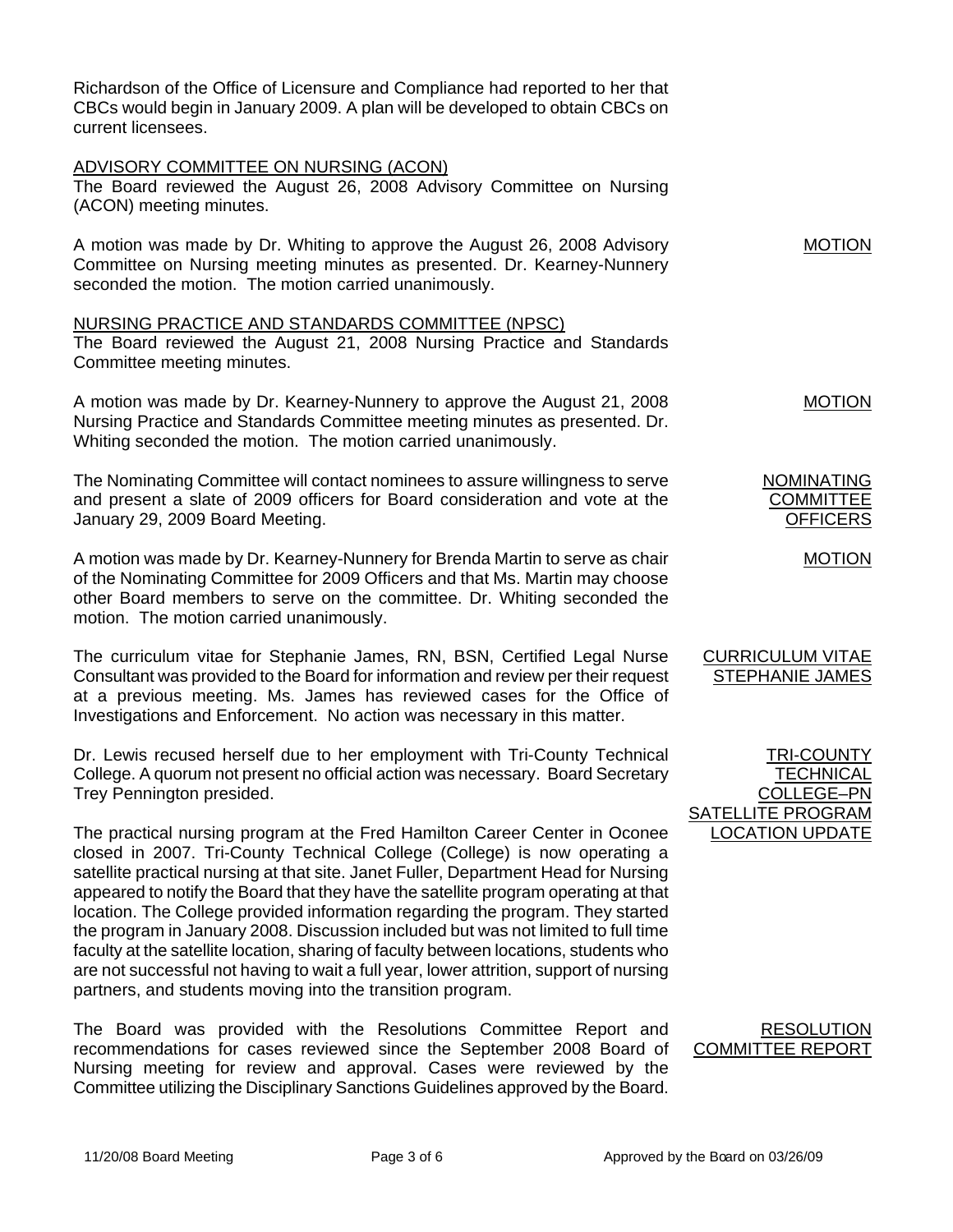Richardson of the Office of Licensure and Compliance had reported to her that CBCs would begin in January 2009. A plan will be developed to obtain CBCs on current licensees.

ADVISORY COMMITTEE ON NURSING (ACON)

The Board reviewed the August 26, 2008 Advisory Committee on Nursing (ACON) meeting minutes.

**MOTION**

A motion was made by Dr. Whiting to approve the August 26, 2008 Advisory Committee on Nursing meeting minutes as presented. Dr. Kearney-Nunnery seconded the motion. The motion carried unanimously.

NURSING PRACTICE AND STANDARDS COMMITTEE (NPSC)

The Board reviewed the August 21, 2008 Nursing Practice and Standards Committee meeting minutes.

**MOTION**

A motion was made by Dr. Kearney-Nunnery to approve the August 21, 2008 Nursing Practice and Standards Committee meeting minutes as presented. Dr. Whiting seconded the motion. The motion carried unanimously.

**NOMINATING COMMITTEE OFFICERS**

The Nominating Committee will contact nominees to assure willingness to serve and present a slate of 2009 officers for Board consideration and vote at the January 29, 2009 Board Meeting.

**MOTION**

A motion was made by Dr. Kearney-Nunnery for Brenda Martin to serve as chair of the Nominating Committee for 2009 Officers and that Ms. Martin may choose other Board members to serve on the committee. Dr. Whiting seconded the motion. The motion carried unanimously.

**CURRICULUM VITAE STEPHANIE JAMES**

The curriculum vitae for Stephanie James, RN, BSN, Certified Legal Nurse Consultant was provided to the Board for information and review per their request at a previous meeting. Ms. James has reviewed cases for the Office of Investigations and Enforcement. No action was necessary in this matter.

**TRI-COUNTY TECHNICAL COLLEGE–PN SATELLITE PROGRAM LOCATION UPDATE**

Dr. Lewis recused herself due to her employment with Tri-County Technical College. A quorum not present no official action was necessary. Board Secretary Trey Pennington presided.

The practical nursing program at the Fred Hamilton Career Center in Oconee closed in 2007. Tri-County Technical College (College) is now operating a satellite practical nursing at that site. Janet Fuller, Department Head for Nursing appeared to notify the Board that they have the satellite program operating at that location. The College provided information regarding the program. They started the program in January 2008. Discussion included but was not limited to full time faculty at the satellite location, sharing of faculty between locations, students who are not successful not having to wait a full year, lower attrition, support of nursing partners, and students moving into the transition program.

**RESOLUTION COMMITTEE REPORT**

The Board was provided with the Resolutions Committee Report and recommendations for cases reviewed since the September 2008 Board of Nursing meeting for review and approval. Cases were reviewed by the Committee utilizing the Disciplinary Sanctions Guidelines approved by the Board.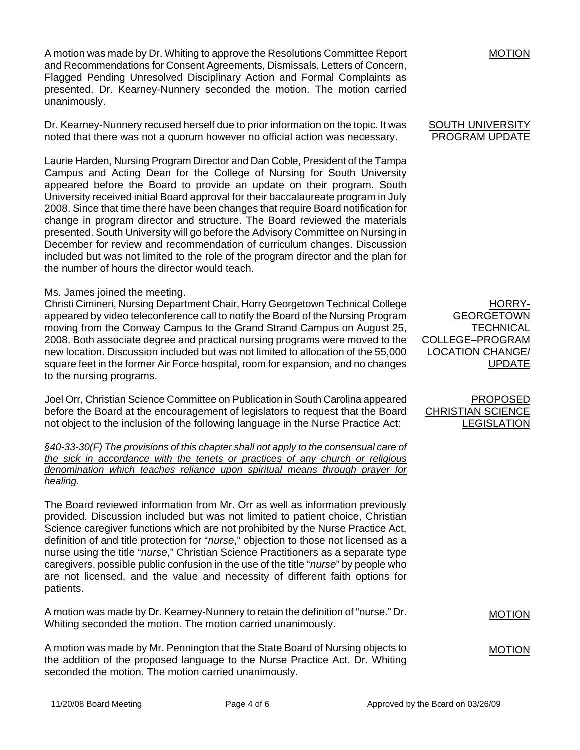A motion was made by Dr. Whiting to approve the Resolutions Committee Report and Recommendations for Consent Agreements, Dismissals, Letters of Concern, Flagged Pending Unresolved Disciplinary Action and Formal Complaints as presented. Dr. Kearney-Nunnery seconded the motion. The motion carried unanimously.

MOTION

SOUTH UNIVERSITY PROGRAM UPDATE

Dr. Kearney-Nunnery recused herself due to prior information on the topic. It was noted that there was not a quorum however no official action was necessary.

Laurie Harden, Nursing Program Director and Dan Coble, President of the Tampa Campus and Acting Dean for the College of Nursing for South University appeared before the Board to provide an update on their program. South University received initial Board approval for their baccalaureate program in July 2008. Since that time there have been changes that require Board notification for change in program director and structure. The Board reviewed the materials presented. South University will go before the Advisory Committee on Nursing in December for review and recommendation of curriculum changes. Discussion included but was not limited to the role of the program director and the plan for the number of hours the director would teach.

HORRY-GEORGETOWN TECHNICAL COLLEGE–PROGRAM LOCATION CHANGE/ UPDATE

Ms. James joined the meeting.

Christi Cimineri, Nursing Department Chair, Horry Georgetown Technical College appeared by video teleconference call to notify the Board of the Nursing Program moving from the Conway Campus to the Grand Strand Campus on August 25, 2008. Both associate degree and practical nursing programs were moved to the new location. Discussion included but was not limited to allocation of the 55,000 square feet in the former Air Force hospital, room for expansion, and no changes to the nursing programs.

PROPOSED CHRISTIAN SCIENCE LEGISLATION

Joel Orr, Christian Science Committee on Publication in South Carolina appeared before the Board at the encouragement of legislators to request that the Board not object to the inclusion of the following language in the Nurse Practice Act:

*§40-33-30(F) The provisions of this chapter shall not apply to the consensual care of the sick in accordance with the tenets or practices of any church or religious denomination which teaches reliance upon spiritual means through prayer for healing.*

The Board reviewed information from Mr. Orr as well as information previously provided. Discussion included but was not limited to patient choice, Christian Science caregiver functions which are not prohibited by the Nurse Practice Act, definition of and title protection for "*nurse*," objection to those not licensed as a nurse using the title "*nurse*," Christian Science Practitioners as a separate type caregivers, possible public confusion in the use of the title "*nurse*" by people who are not licensed, and the value and necessity of different faith options for patients.

MOTION

A motion was made by Dr. Kearney-Nunnery to retain the definition of "nurse." Dr. Whiting seconded the motion. The motion carried unanimously.

MOTION

A motion was made by Mr. Pennington that the State Board of Nursing objects to the addition of the proposed language to the Nurse Practice Act. Dr. Whiting seconded the motion. The motion carried unanimously.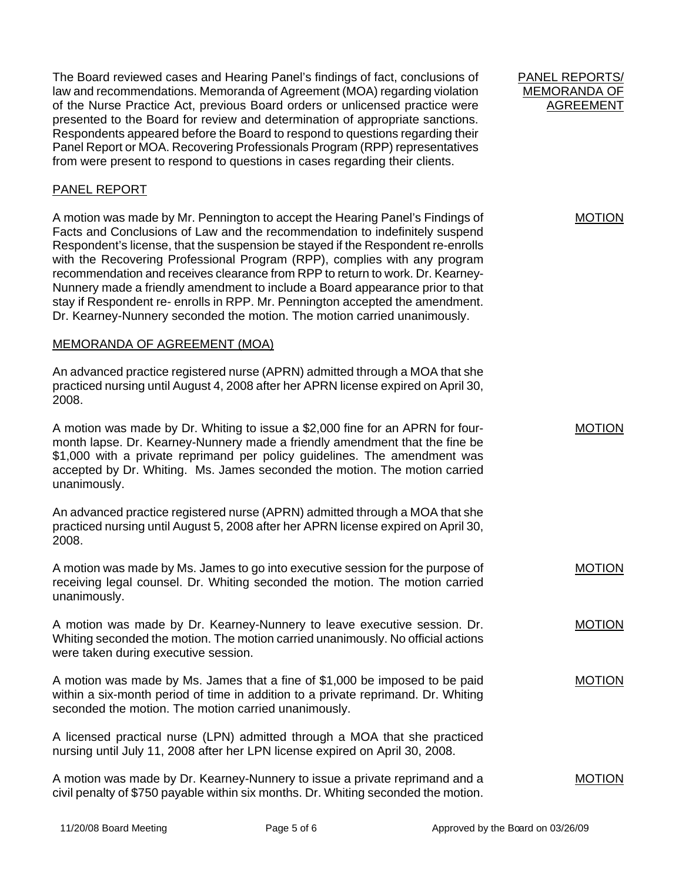The Board reviewed cases and Hearing Panel's findings of fact, conclusions of law and recommendations. Memoranda of Agreement (MOA) regarding violation of the Nurse Practice Act, previous Board orders or unlicensed practice were presented to the Board for review and determination of appropriate sanctions. Respondents appeared before the Board to respond to questions regarding their Panel Report or MOA. Recovering Professionals Program (RPP) representatives from were present to respond to questions in cases regarding their clients.

PANEL REPORTS/ MEMORANDA OF AGREEMENT

## PANEL REPORT

MOTION

A motion was made by Mr. Pennington to accept the Hearing Panel's Findings of Facts and Conclusions of Law and the recommendation to indefinitely suspend Respondent's license, that the suspension be stayed if the Respondent re-enrolls with the Recovering Professional Program (RPP), complies with any program recommendation and receives clearance from RPP to return to work. Dr. Kearney-Nunnery made a friendly amendment to include a Board appearance prior to that stay if Respondent re- enrolls in RPP. Mr. Pennington accepted the amendment. Dr. Kearney-Nunnery seconded the motion. The motion carried unanimously.

## MEMORANDA OF AGREEMENT (MOA)

An advanced practice registered nurse (APRN) admitted through a MOA that she practiced nursing until August 4, 2008 after her APRN license expired on April 30, 2008.

MOTION

A motion was made by Dr. Whiting to issue a $2,000 fine for an APRN for four-month lapse. Dr. Kearney-Nunnery made a friendly amendment that the fine be $1,000 with a private reprimand per policy guidelines. The amendment was accepted by Dr. Whiting. Ms. James seconded the motion. The motion carried unanimously.

An advanced practice registered nurse (APRN) admitted through a MOA that she practiced nursing until August 5, 2008 after her APRN license expired on April 30, 2008.

MOTION

A motion was made by Ms. James to go into executive session for the purpose of receiving legal counsel. Dr. Whiting seconded the motion. The motion carried unanimously.

MOTION

A motion was made by Dr. Kearney-Nunnery to leave executive session. Dr. Whiting seconded the motion. The motion carried unanimously. No official actions were taken during executive session.

MOTION

A motion was made by Ms. James that a fine of $1,000 be imposed to be paid within a six-month period of time in addition to a private reprimand. Dr. Whiting seconded the motion. The motion carried unanimously.

A licensed practical nurse (LPN) admitted through a MOA that she practiced nursing until July 11, 2008 after her LPN license expired on April 30, 2008.

MOTION

A motion was made by Dr. Kearney-Nunnery to issue a private reprimand and a civil penalty of $750 payable within six months. Dr. Whiting seconded the motion.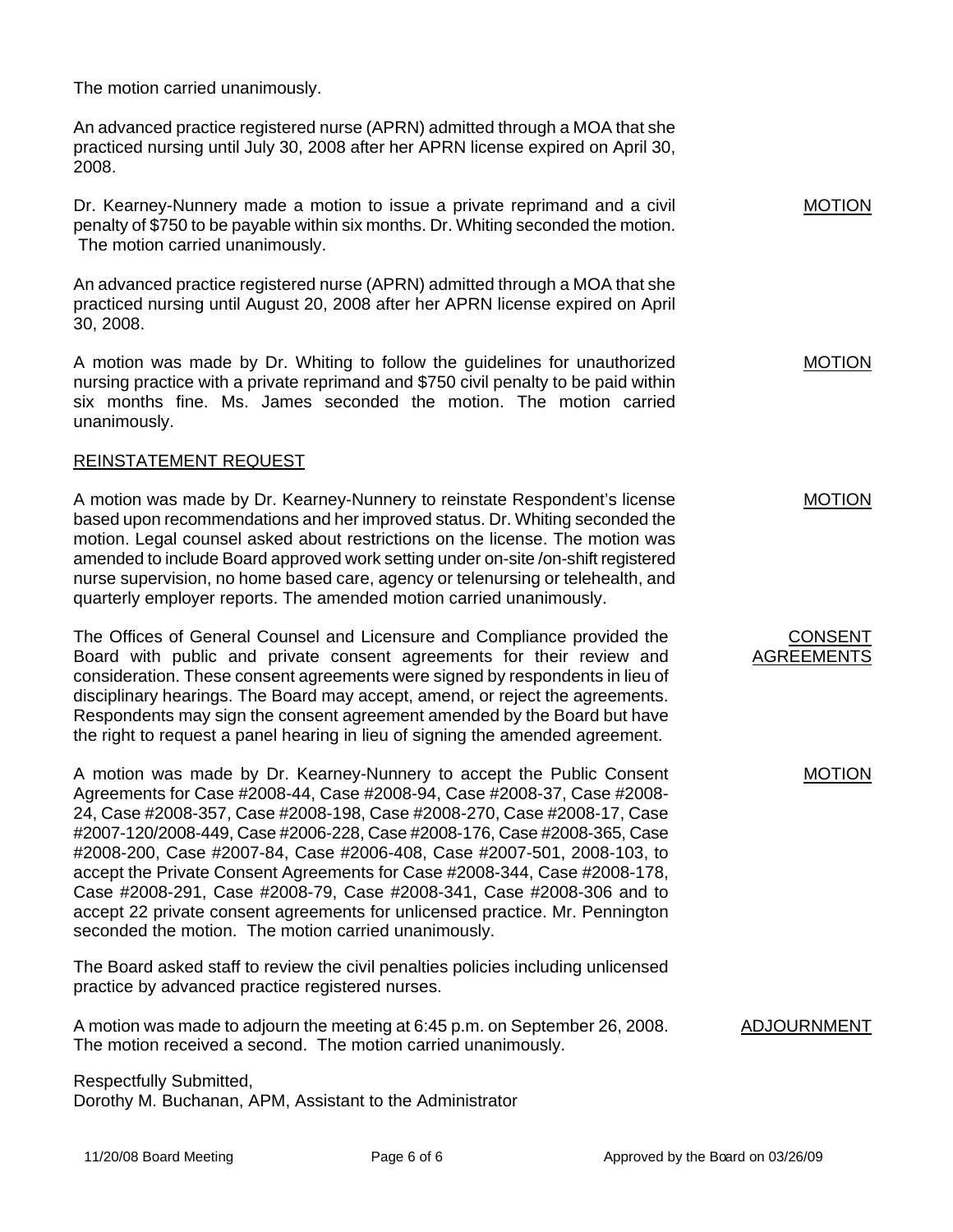The motion carried unanimously.

An advanced practice registered nurse (APRN) admitted through a MOA that she practiced nursing until July 30, 2008 after her APRN license expired on April 30, 2008.

MOTION

Dr. Kearney-Nunnery made a motion to issue a private reprimand and a civil penalty of $750 to be payable within six months. Dr. Whiting seconded the motion. The motion carried unanimously.

An advanced practice registered nurse (APRN) admitted through a MOA that she practiced nursing until August 20, 2008 after her APRN license expired on April 30, 2008.

MOTION

A motion was made by Dr. Whiting to follow the guidelines for unauthorized nursing practice with a private reprimand and $750 civil penalty to be paid within six months fine. Ms. James seconded the motion. The motion carried unanimously.

## REINSTATEMENT REQUEST

MOTION

A motion was made by Dr. Kearney-Nunnery to reinstate Respondent's license based upon recommendations and her improved status. Dr. Whiting seconded the motion. Legal counsel asked about restrictions on the license. The motion was amended to include Board approved work setting under on-site /on-shift registered nurse supervision, no home based care, agency or telenursing or telehealth, and quarterly employer reports. The amended motion carried unanimously.

CONSENT AGREEMENTS

The Offices of General Counsel and Licensure and Compliance provided the Board with public and private consent agreements for their review and consideration. These consent agreements were signed by respondents in lieu of disciplinary hearings. The Board may accept, amend, or reject the agreements. Respondents may sign the consent agreement amended by the Board but have the right to request a panel hearing in lieu of signing the amended agreement.

MOTION

A motion was made by Dr. Kearney-Nunnery to accept the Public Consent Agreements for Case #2008-44, Case #2008-94, Case #2008-37, Case #2008-24, Case #2008-357, Case #2008-198, Case #2008-270, Case #2008-17, Case #2007-120/2008-449, Case #2006-228, Case #2008-176, Case #2008-365, Case #2008-200, Case #2007-84, Case #2006-408, Case #2007-501, 2008-103, to accept the Private Consent Agreements for Case #2008-344, Case #2008-178, Case #2008-291, Case #2008-79, Case #2008-341, Case #2008-306 and to accept 22 private consent agreements for unlicensed practice. Mr. Pennington seconded the motion. The motion carried unanimously.

The Board asked staff to review the civil penalties policies including unlicensed practice by advanced practice registered nurses.

ADJOURNMENT

A motion was made to adjourn the meeting at 6:45 p.m. on September 26, 2008. The motion received a second. The motion carried unanimously.

Respectfully Submitted,
Dorothy M. Buchanan, APM, Assistant to the Administrator

11/20/08 Board Meeting — Approved by the Board on 03/26/09